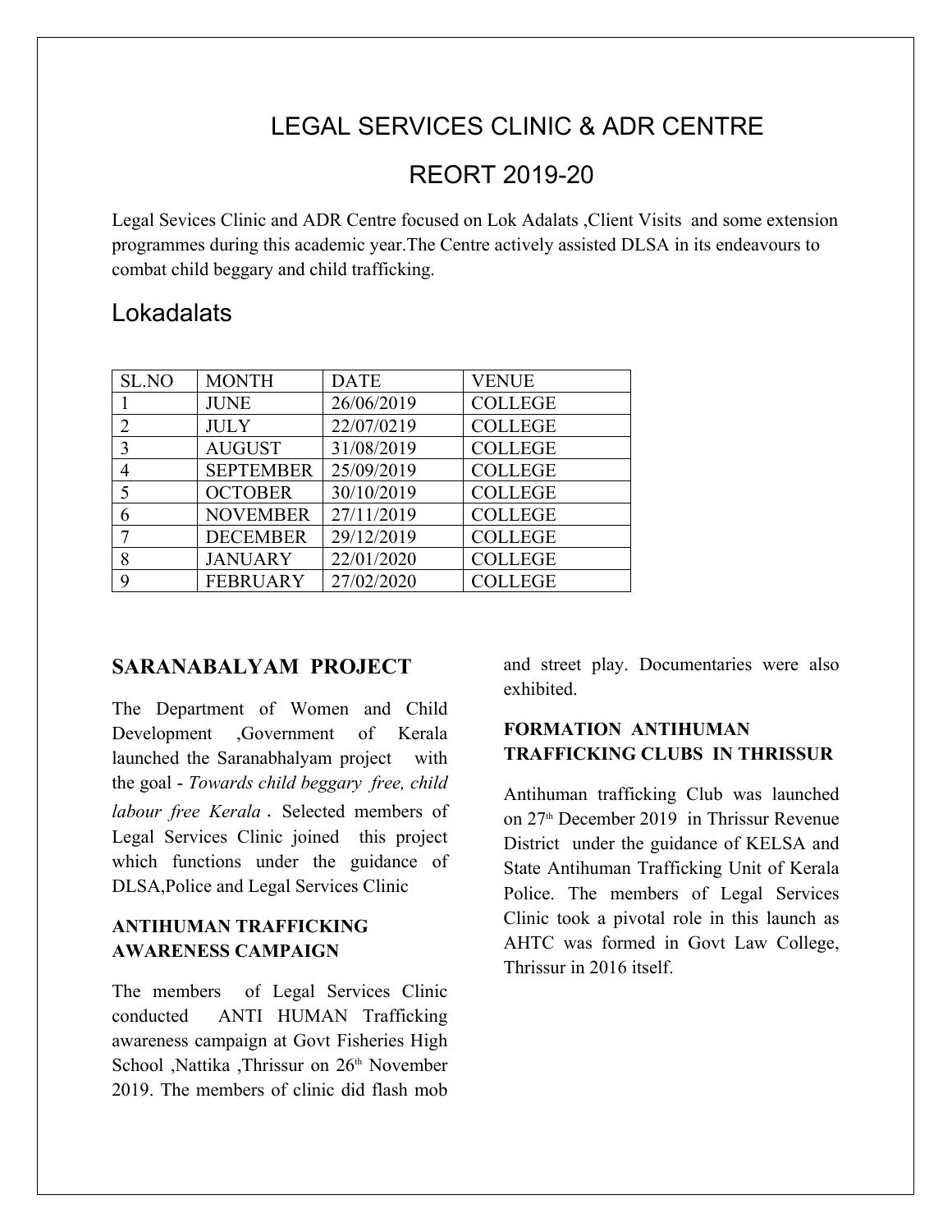# LEGAL SERVICES CLINIC & ADR CENTRE

# REORT 2019-20

Legal Sevices Clinic and ADR Centre focused on Lok Adalats ,Client Visits and some extension programmes during this academic year.The Centre actively assisted DLSA in its endeavours to combat child beggary and child trafficking.

## Lokadalats

| SL.NO | MONTH | DATE | VENUE |
|---|---|---|---|
| 1 | JUNE | 26/06/2019 | COLLEGE |
| 2 | JULY | 22/07/0219 | COLLEGE |
| 3 | AUGUST | 31/08/2019 | COLLEGE |
| 4 | SEPTEMBER | 25/09/2019 | COLLEGE |
| 5 | OCTOBER | 30/10/2019 | COLLEGE |
| 6 | NOVEMBER | 27/11/2019 | COLLEGE |
| 7 | DECEMBER | 29/12/2019 | COLLEGE |
| 8 | JANUARY | 22/01/2020 | COLLEGE |
| 9 | FEBRUARY | 27/02/2020 | COLLEGE |

## SARANABALYAM PROJECT

The Department of Women and Child Development ,Government of Kerala launched the Saranabhalyam project with the goal - *Towards child beggary free, child labour free Kerala* . Selected members of Legal Services Clinic joined this project which functions under the guidance of DLSA,Police and Legal Services Clinic

### ANTIHUMAN TRAFFICKING AWARENESS CAMPAIGN

The members of Legal Services Clinic conducted ANTI HUMAN Trafficking awareness campaign at Govt Fisheries High School ,Nattika ,Thrissur on 26th November 2019. The members of clinic did flash mob and street play. Documentaries were also exhibited.

### FORMATION ANTIHUMAN TRAFFICKING CLUBS IN THRISSUR

Antihuman trafficking Club was launched on 27th December 2019 in Thrissur Revenue District under the guidance of KELSA and State Antihuman Trafficking Unit of Kerala Police. The members of Legal Services Clinic took a pivotal role in this launch as AHTC was formed in Govt Law College, Thrissur in 2016 itself.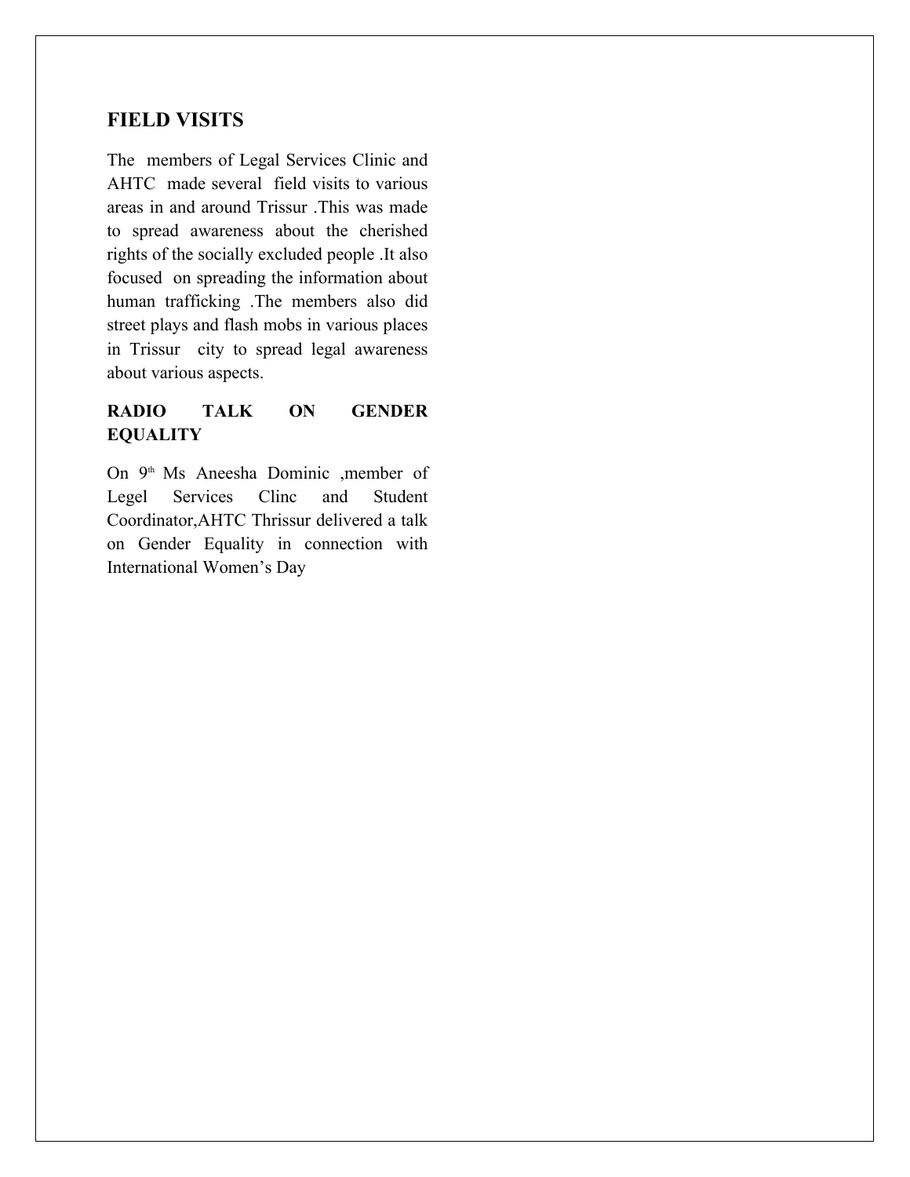## FIELD VISITS

The members of Legal Services Clinic and AHTC made several field visits to various areas in and around Trissur .This was made to spread awareness about the cherished rights of the socially excluded people .It also focused on spreading the information about human trafficking .The members also did street plays and flash mobs in various places in Trissur city to spread legal awareness about various aspects.

### RADIO TALK ON GENDER EQUALITY

On 9th Ms Aneesha Dominic ,member of Legel Services Clinc and Student Coordinator,AHTC Thrissur delivered a talk on Gender Equality in connection with International Women's Day